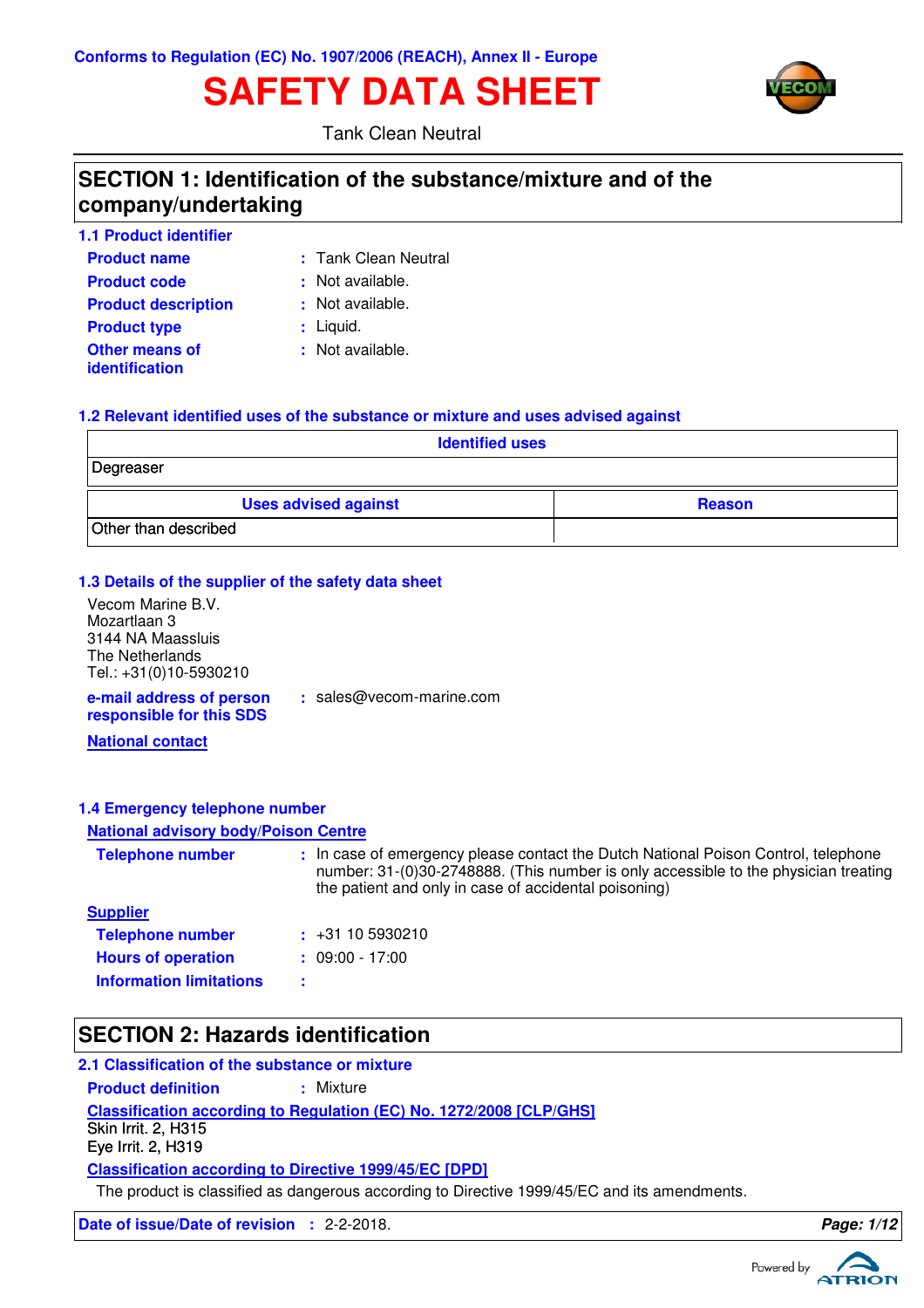Conforms to Regulation (EC) No. 1907/2006 (REACH), Annex II - Europe

# SAFETY DATA SHEET

Tank Clean Neutral

## SECTION 1: Identification of the substance/mixture and of the company/undertaking

### 1.1 Product identifier

**Product name** : Tank Clean Neutral

**Product code** : Not available.

**Product description** : Not available.

**Product type** : Liquid.

**Other means of identification** : Not available.

### 1.2 Relevant identified uses of the substance or mixture and uses advised against

| Identified uses | |
|---|---|
| Degreaser | |

| Uses advised against | Reason |
|---|---|
| Other than described | |

### 1.3 Details of the supplier of the safety data sheet

Vecom Marine B.V.
Mozartlaan 3
3144 NA Maassluis
The Netherlands
Tel.: +31(0)10-5930210

**e-mail address of person responsible for this SDS** : sales@vecom-marine.com

**National contact**

### 1.4 Emergency telephone number

**National advisory body/Poison Centre**

**Telephone number** : In case of emergency please contact the Dutch National Poison Control, telephone number: 31-(0)30-2748888. (This number is only accessible to the physician treating the patient and only in case of accidental poisoning)

**Supplier**

**Telephone number** : +31 10 5930210

**Hours of operation** : 09:00 - 17:00

**Information limitations** :

## SECTION 2: Hazards identification

### 2.1 Classification of the substance or mixture

**Product definition** : Mixture

**Classification according to Regulation (EC) No. 1272/2008 [CLP/GHS]**

Skin Irrit. 2, H315
Eye Irrit. 2, H319

**Classification according to Directive 1999/45/EC [DPD]**

The product is classified as dangerous according to Directive 1999/45/EC and its amendments.

**Date of issue/Date of revision** : 2-2-2018.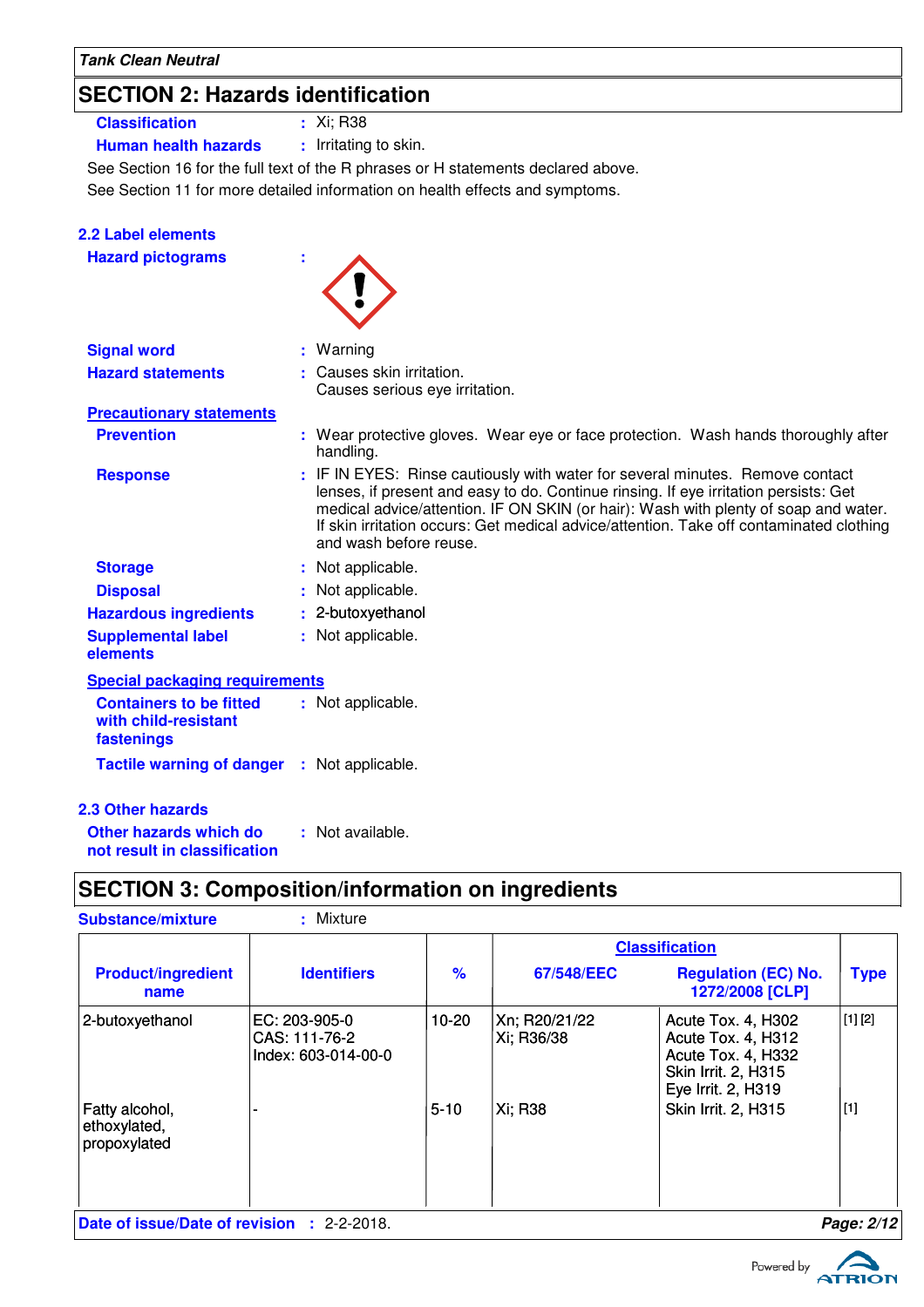## SECTION 2: Hazards identification

**Classification** : Xi; R38

**Human health hazards** : Irritating to skin.

See Section 16 for the full text of the R phrases or H statements declared above.

See Section 11 for more detailed information on health effects and symptoms.

### 2.2 Label elements

**Hazard pictograms** :

**Signal word** : Warning

**Hazard statements** : Causes skin irritation.
Causes serious eye irritation.

**Precautionary statements**

**Prevention** : Wear protective gloves. Wear eye or face protection. Wash hands thoroughly after handling.

**Response** : IF IN EYES: Rinse cautiously with water for several minutes. Remove contact lenses, if present and easy to do. Continue rinsing. If eye irritation persists: Get medical advice/attention. IF ON SKIN (or hair): Wash with plenty of soap and water. If skin irritation occurs: Get medical advice/attention. Take off contaminated clothing and wash before reuse.

**Storage** : Not applicable.

**Disposal** : Not applicable.

**Hazardous ingredients** : 2-butoxyethanol

**Supplemental label elements** : Not applicable.

**Special packaging requirements**

**Containers to be fitted with child-resistant fastenings** : Not applicable.

**Tactile warning of danger** : Not applicable.

### 2.3 Other hazards

**Other hazards which do not result in classification** : Not available.

## SECTION 3: Composition/information on ingredients

**Substance/mixture** : Mixture

| Product/ingredient name | Identifiers | % | Classification | | Type |
|---|---|---|---|---|---|
| | | | 67/548/EEC | Regulation (EC) No. 1272/2008 [CLP] | |
| 2-butoxyethanol | EC: 203-905-0<br>CAS: 111-76-2<br>Index: 603-014-00-0 | 10-20 | Xn; R20/21/22<br>Xi; R36/38 | Acute Tox. 4, H302<br>Acute Tox. 4, H312<br>Acute Tox. 4, H332<br>Skin Irrit. 2, H315<br>Eye Irrit. 2, H319 | [1] [2] |
| Fatty alcohol, ethoxylated, propoxylated | - | 5-10 | Xi; R38 | Skin Irrit. 2, H315 | [1] |

**Date of issue/Date of revision** : 2-2-2018.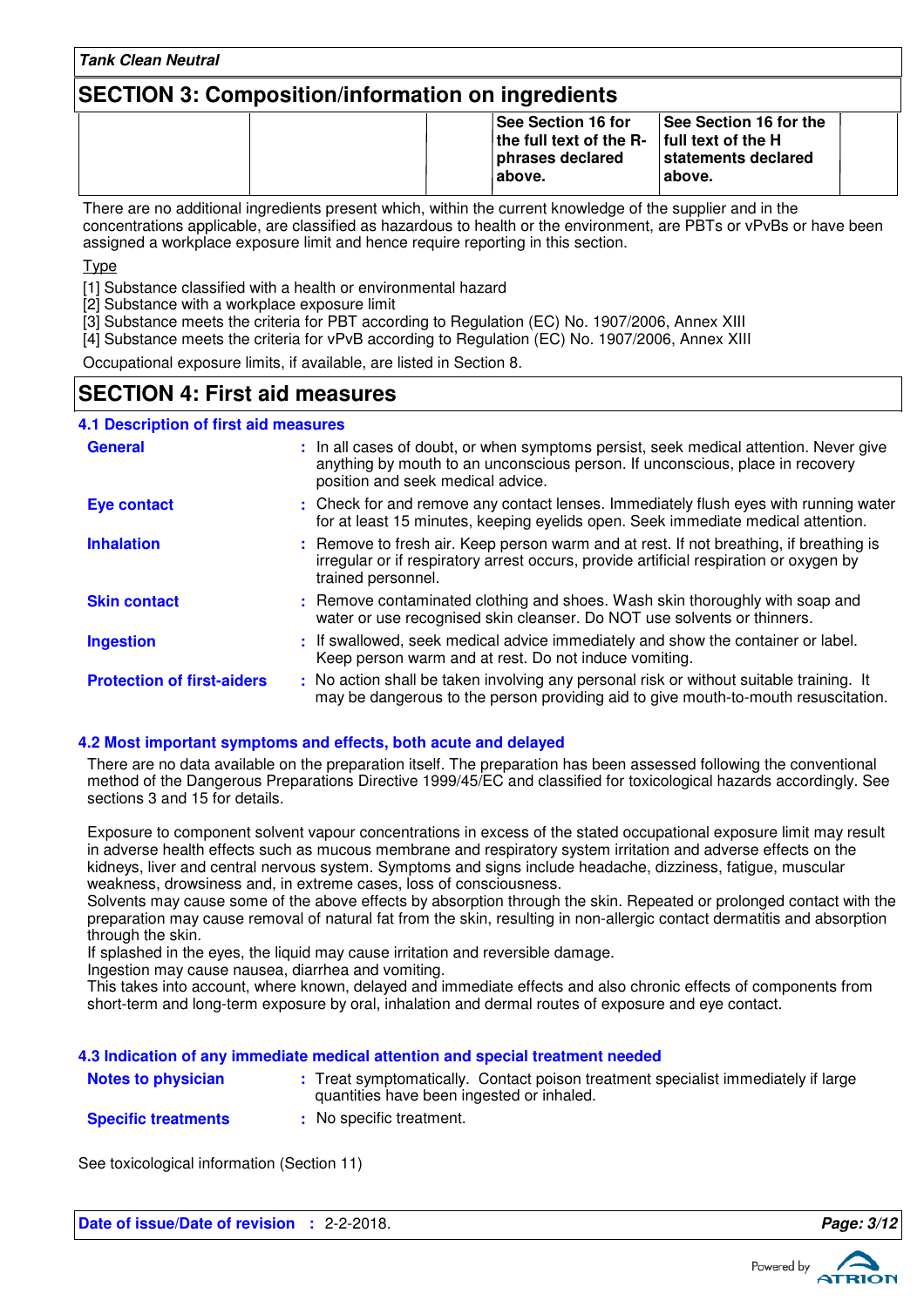## SECTION 3: Composition/information on ingredients

| | | | See Section 16 for the full text of the R-phrases declared above. | See Section 16 for the full text of the H statements declared above. | |
|---|---|---|---|---|---|

There are no additional ingredients present which, within the current knowledge of the supplier and in the concentrations applicable, are classified as hazardous to health or the environment, are PBTs or vPvBs or have been assigned a workplace exposure limit and hence require reporting in this section.

Type

[1] Substance classified with a health or environmental hazard
[2] Substance with a workplace exposure limit
[3] Substance meets the criteria for PBT according to Regulation (EC) No. 1907/2006, Annex XIII
[4] Substance meets the criteria for vPvB according to Regulation (EC) No. 1907/2006, Annex XIII

Occupational exposure limits, if available, are listed in Section 8.

## SECTION 4: First aid measures

### 4.1 Description of first aid measures

**General** : In all cases of doubt, or when symptoms persist, seek medical attention. Never give anything by mouth to an unconscious person. If unconscious, place in recovery position and seek medical advice.

**Eye contact** : Check for and remove any contact lenses. Immediately flush eyes with running water for at least 15 minutes, keeping eyelids open. Seek immediate medical attention.

**Inhalation** : Remove to fresh air. Keep person warm and at rest. If not breathing, if breathing is irregular or if respiratory arrest occurs, provide artificial respiration or oxygen by trained personnel.

**Skin contact** : Remove contaminated clothing and shoes. Wash skin thoroughly with soap and water or use recognised skin cleanser. Do NOT use solvents or thinners.

**Ingestion** : If swallowed, seek medical advice immediately and show the container or label. Keep person warm and at rest. Do not induce vomiting.

**Protection of first-aiders** : No action shall be taken involving any personal risk or without suitable training. It may be dangerous to the person providing aid to give mouth-to-mouth resuscitation.

### 4.2 Most important symptoms and effects, both acute and delayed

There are no data available on the preparation itself. The preparation has been assessed following the conventional method of the Dangerous Preparations Directive 1999/45/EC and classified for toxicological hazards accordingly. See sections 3 and 15 for details.

Exposure to component solvent vapour concentrations in excess of the stated occupational exposure limit may result in adverse health effects such as mucous membrane and respiratory system irritation and adverse effects on the kidneys, liver and central nervous system. Symptoms and signs include headache, dizziness, fatigue, muscular weakness, drowsiness and, in extreme cases, loss of consciousness.
Solvents may cause some of the above effects by absorption through the skin. Repeated or prolonged contact with the preparation may cause removal of natural fat from the skin, resulting in non-allergic contact dermatitis and absorption through the skin.
If splashed in the eyes, the liquid may cause irritation and reversible damage.
Ingestion may cause nausea, diarrhea and vomiting.
This takes into account, where known, delayed and immediate effects and also chronic effects of components from short-term and long-term exposure by oral, inhalation and dermal routes of exposure and eye contact.

### 4.3 Indication of any immediate medical attention and special treatment needed

**Notes to physician** : Treat symptomatically. Contact poison treatment specialist immediately if large quantities have been ingested or inhaled.

**Specific treatments** : No specific treatment.

See toxicological information (Section 11)

**Date of issue/Date of revision** : 2-2-2018.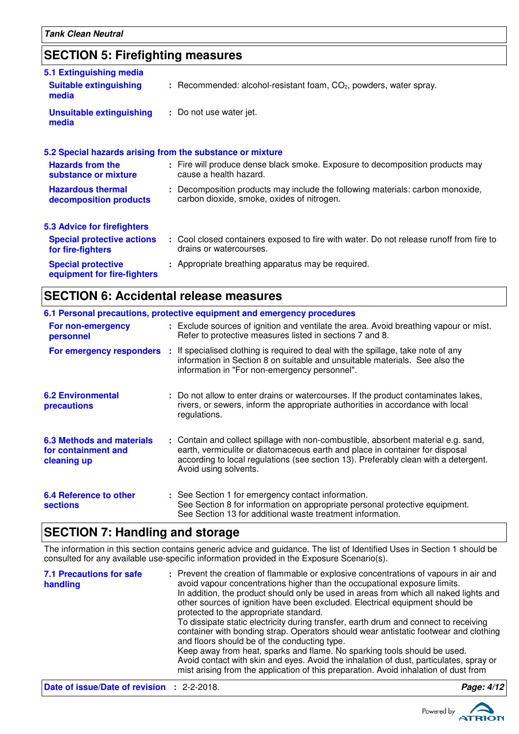## SECTION 5: Firefighting measures

### 5.1 Extinguishing media

**Suitable extinguishing media** : Recommended: alcohol-resistant foam, $CO_2$, powders, water spray.

**Unsuitable extinguishing media** : Do not use water jet.

### 5.2 Special hazards arising from the substance or mixture

**Hazards from the substance or mixture** : Fire will produce dense black smoke. Exposure to decomposition products may cause a health hazard.

**Hazardous thermal decomposition products** : Decomposition products may include the following materials: carbon monoxide, carbon dioxide, smoke, oxides of nitrogen.

### 5.3 Advice for firefighters

**Special protective actions for fire-fighters** : Cool closed containers exposed to fire with water. Do not release runoff from fire to drains or watercourses.

**Special protective equipment for fire-fighters** : Appropriate breathing apparatus may be required.

## SECTION 6: Accidental release measures

### 6.1 Personal precautions, protective equipment and emergency procedures

**For non-emergency personnel** : Exclude sources of ignition and ventilate the area. Avoid breathing vapour or mist. Refer to protective measures listed in sections 7 and 8.

**For emergency responders** : If specialised clothing is required to deal with the spillage, take note of any information in Section 8 on suitable and unsuitable materials. See also the information in "For non-emergency personnel".

**6.2 Environmental precautions** : Do not allow to enter drains or watercourses. If the product contaminates lakes, rivers, or sewers, inform the appropriate authorities in accordance with local regulations.

**6.3 Methods and materials for containment and cleaning up** : Contain and collect spillage with non-combustible, absorbent material e.g. sand, earth, vermiculite or diatomaceous earth and place in container for disposal according to local regulations (see section 13). Preferably clean with a detergent. Avoid using solvents.

**6.4 Reference to other sections** : See Section 1 for emergency contact information.
See Section 8 for information on appropriate personal protective equipment.
See Section 13 for additional waste treatment information.

## SECTION 7: Handling and storage

The information in this section contains generic advice and guidance. The list of Identified Uses in Section 1 should be consulted for any available use-specific information provided in the Exposure Scenario(s).

**7.1 Precautions for safe handling** : Prevent the creation of flammable or explosive concentrations of vapours in air and avoid vapour concentrations higher than the occupational exposure limits.
In addition, the product should only be used in areas from which all naked lights and other sources of ignition have been excluded. Electrical equipment should be protected to the appropriate standard.
To dissipate static electricity during transfer, earth drum and connect to receiving container with bonding strap. Operators should wear antistatic footwear and clothing and floors should be of the conducting type.
Keep away from heat, sparks and flame. No sparking tools should be used.
Avoid contact with skin and eyes. Avoid the inhalation of dust, particulates, spray or mist arising from the application of this preparation. Avoid inhalation of dust from

**Date of issue/Date of revision** : 2-2-2018.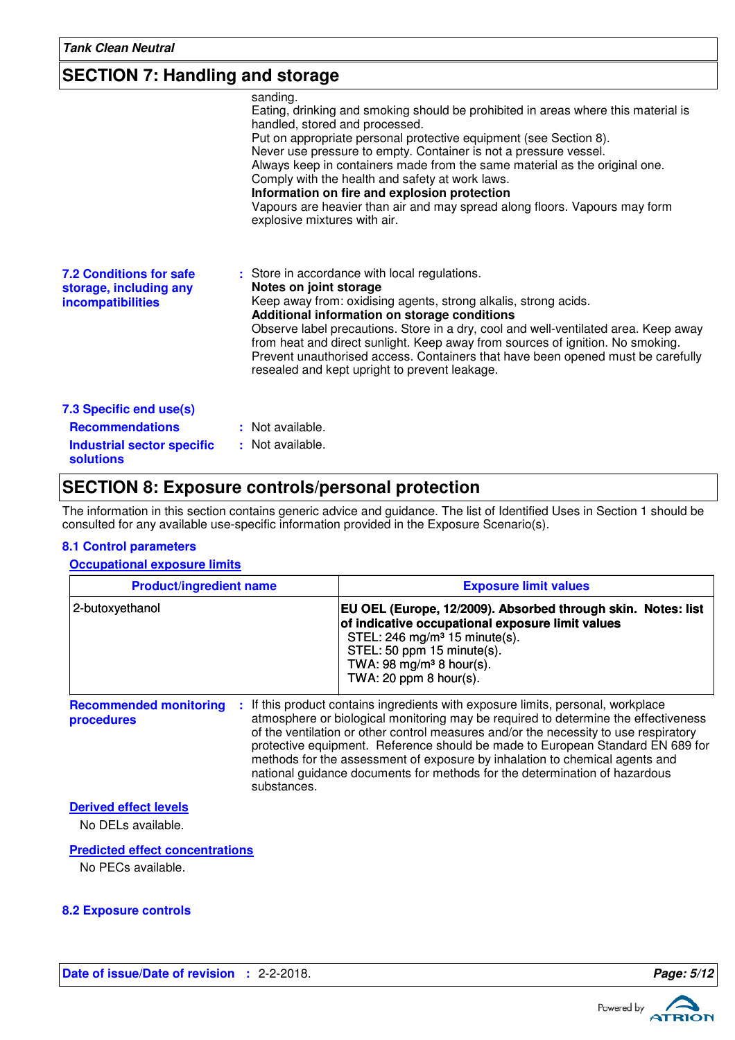## SECTION 7: Handling and storage

sanding.
Eating, drinking and smoking should be prohibited in areas where this material is handled, stored and processed.
Put on appropriate personal protective equipment (see Section 8).
Never use pressure to empty. Container is not a pressure vessel.
Always keep in containers made from the same material as the original one.
Comply with the health and safety at work laws.

**Information on fire and explosion protection**

Vapours are heavier than air and may spread along floors. Vapours may form explosive mixtures with air.

**7.2 Conditions for safe storage, including any incompatibilities** : Store in accordance with local regulations.

**Notes on joint storage**

Keep away from: oxidising agents, strong alkalis, strong acids.

**Additional information on storage conditions**

Observe label precautions. Store in a dry, cool and well-ventilated area. Keep away from heat and direct sunlight. Keep away from sources of ignition. No smoking. Prevent unauthorised access. Containers that have been opened must be carefully resealed and kept upright to prevent leakage.

**7.3 Specific end use(s)**

**Recommendations** : Not available.

**Industrial sector specific solutions** : Not available.

## SECTION 8: Exposure controls/personal protection

The information in this section contains generic advice and guidance. The list of Identified Uses in Section 1 should be consulted for any available use-specific information provided in the Exposure Scenario(s).

**8.1 Control parameters**

**Occupational exposure limits**

| Product/ingredient name | Exposure limit values |
|---|---|
| 2-butoxyethanol | **EU OEL (Europe, 12/2009). Absorbed through skin. Notes: list of indicative occupational exposure limit values**<br>STEL: 246 mg/m³ 15 minute(s).<br>STEL: 50 ppm 15 minute(s).<br>TWA: 98 mg/m³ 8 hour(s).<br>TWA: 20 ppm 8 hour(s). |

**Recommended monitoring procedures** : If this product contains ingredients with exposure limits, personal, workplace atmosphere or biological monitoring may be required to determine the effectiveness of the ventilation or other control measures and/or the necessity to use respiratory protective equipment. Reference should be made to European Standard EN 689 for methods for the assessment of exposure by inhalation to chemical agents and national guidance documents for methods for the determination of hazardous substances.

**Derived effect levels**

No DELs available.

**Predicted effect concentrations**

No PECs available.

**8.2 Exposure controls**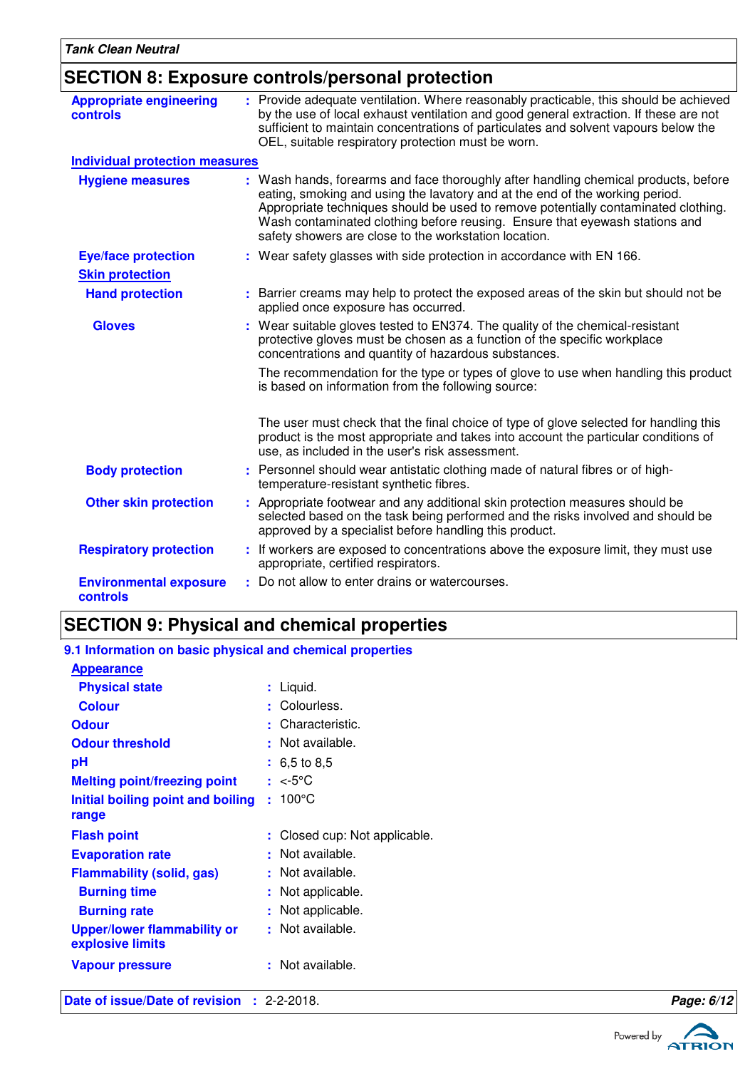## SECTION 8: Exposure controls/personal protection

**Appropriate engineering controls** : Provide adequate ventilation. Where reasonably practicable, this should be achieved by the use of local exhaust ventilation and good general extraction. If these are not sufficient to maintain concentrations of particulates and solvent vapours below the OEL, suitable respiratory protection must be worn.

**Individual protection measures**

**Hygiene measures** : Wash hands, forearms and face thoroughly after handling chemical products, before eating, smoking and using the lavatory and at the end of the working period. Appropriate techniques should be used to remove potentially contaminated clothing. Wash contaminated clothing before reusing. Ensure that eyewash stations and safety showers are close to the workstation location.

**Eye/face protection** : Wear safety glasses with side protection in accordance with EN 166.

**Skin protection**

**Hand protection** : Barrier creams may help to protect the exposed areas of the skin but should not be applied once exposure has occurred.

**Gloves** : Wear suitable gloves tested to EN374. The quality of the chemical-resistant protective gloves must be chosen as a function of the specific workplace concentrations and quantity of hazardous substances.

The recommendation for the type or types of glove to use when handling this product is based on information from the following source:

The user must check that the final choice of type of glove selected for handling this product is the most appropriate and takes into account the particular conditions of use, as included in the user's risk assessment.

**Body protection** : Personnel should wear antistatic clothing made of natural fibres or of high-temperature-resistant synthetic fibres.

**Other skin protection** : Appropriate footwear and any additional skin protection measures should be selected based on the task being performed and the risks involved and should be approved by a specialist before handling this product.

**Respiratory protection** : If workers are exposed to concentrations above the exposure limit, they must use appropriate, certified respirators.

**Environmental exposure controls** : Do not allow to enter drains or watercourses.

## SECTION 9: Physical and chemical properties

### 9.1 Information on basic physical and chemical properties

**Appearance**

**Physical state** : Liquid.

**Colour** : Colourless.

**Odour** : Characteristic.

**Odour threshold** : Not available.

**pH** : 6,5 to 8,5

**Melting point/freezing point** : <-5°C

**Initial boiling point and boiling range** : 100°C

**Flash point** : Closed cup: Not applicable.

**Evaporation rate** : Not available.

**Flammability (solid, gas)** : Not available.

**Burning time** : Not applicable.

**Burning rate** : Not applicable.

**Upper/lower flammability or explosive limits** : Not available.

**Vapour pressure** : Not available.

**Date of issue/Date of revision** : 2-2-2018.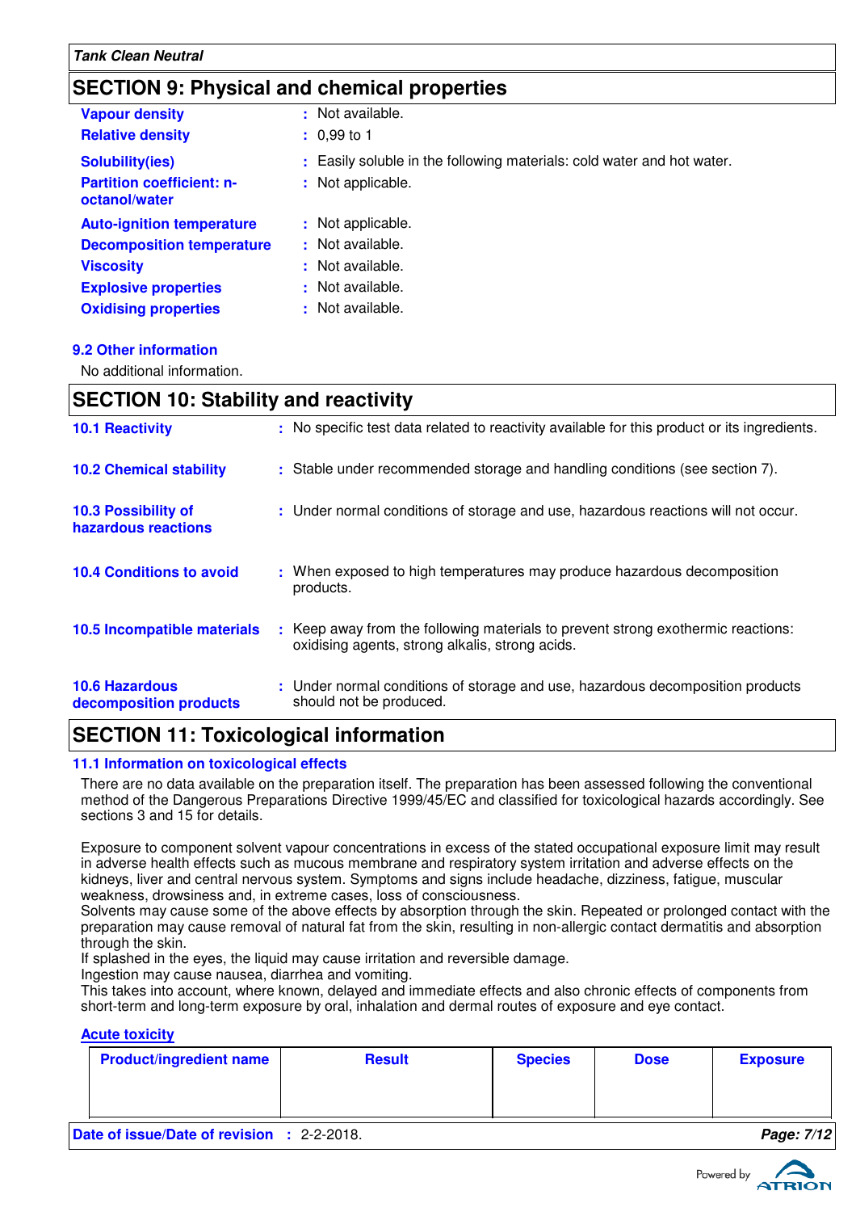## SECTION 9: Physical and chemical properties

| | | |
|---|---|---|
| **Vapour density** | : | Not available. |
| **Relative density** | : | 0,99 to 1 |
| **Solubility(ies)** | : | Easily soluble in the following materials: cold water and hot water. |
| **Partition coefficient: n-octanol/water** | : | Not applicable. |
| **Auto-ignition temperature** | : | Not applicable. |
| **Decomposition temperature** | : | Not available. |
| **Viscosity** | : | Not available. |
| **Explosive properties** | : | Not available. |
| **Oxidising properties** | : | Not available. |

### 9.2 Other information

No additional information.

## SECTION 10: Stability and reactivity

**10.1 Reactivity** : No specific test data related to reactivity available for this product or its ingredients.

**10.2 Chemical stability** : Stable under recommended storage and handling conditions (see section 7).

**10.3 Possibility of hazardous reactions** : Under normal conditions of storage and use, hazardous reactions will not occur.

**10.4 Conditions to avoid** : When exposed to high temperatures may produce hazardous decomposition products.

**10.5 Incompatible materials** : Keep away from the following materials to prevent strong exothermic reactions: oxidising agents, strong alkalis, strong acids.

**10.6 Hazardous decomposition products** : Under normal conditions of storage and use, hazardous decomposition products should not be produced.

## SECTION 11: Toxicological information

### 11.1 Information on toxicological effects

There are no data available on the preparation itself. The preparation has been assessed following the conventional method of the Dangerous Preparations Directive 1999/45/EC and classified for toxicological hazards accordingly. See sections 3 and 15 for details.

Exposure to component solvent vapour concentrations in excess of the stated occupational exposure limit may result in adverse health effects such as mucous membrane and respiratory system irritation and adverse effects on the kidneys, liver and central nervous system. Symptoms and signs include headache, dizziness, fatigue, muscular weakness, drowsiness and, in extreme cases, loss of consciousness.
Solvents may cause some of the above effects by absorption through the skin. Repeated or prolonged contact with the preparation may cause removal of natural fat from the skin, resulting in non-allergic contact dermatitis and absorption through the skin.
If splashed in the eyes, the liquid may cause irritation and reversible damage.
Ingestion may cause nausea, diarrhea and vomiting.
This takes into account, where known, delayed and immediate effects and also chronic effects of components from short-term and long-term exposure by oral, inhalation and dermal routes of exposure and eye contact.

**Acute toxicity**

| Product/ingredient name | Result | Species | Dose | Exposure |
|---|---|---|---|---|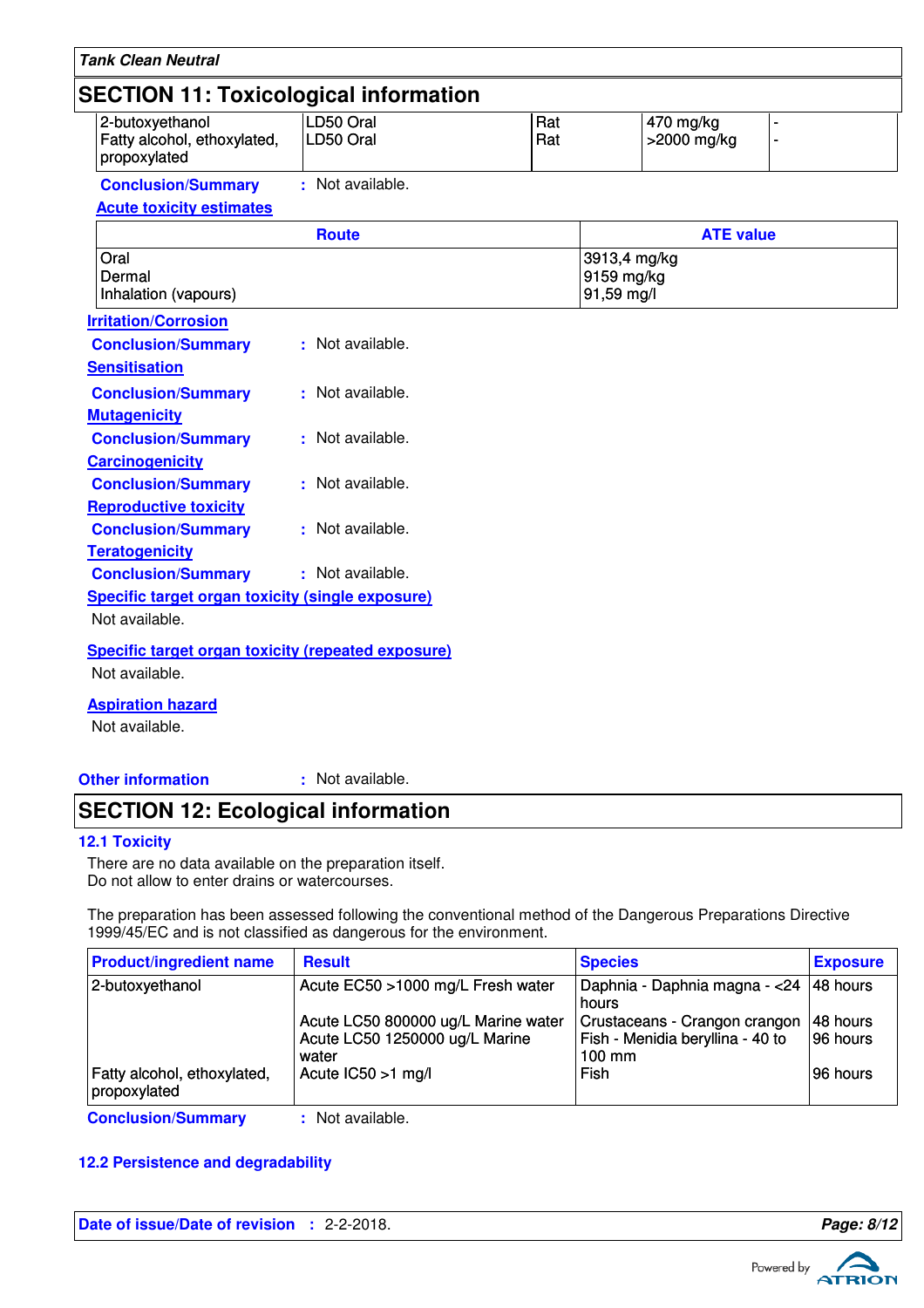## SECTION 11: Toxicological information

| | | | | |
|---|---|---|---|---|
| 2-butoxyethanol | LD50 Oral | Rat | 470 mg/kg | - |
| Fatty alcohol, ethoxylated, propoxylated | LD50 Oral | Rat | >2000 mg/kg | - |

**Conclusion/Summary** : Not available.

**Acute toxicity estimates**

| Route | ATE value |
|---|---|
| Oral | 3913,4 mg/kg |
| Dermal | 9159 mg/kg |
| Inhalation (vapours) | 91,59 mg/l |

**Irritation/Corrosion**

**Conclusion/Summary** : Not available.

**Sensitisation**

**Conclusion/Summary** : Not available.

**Mutagenicity**

**Conclusion/Summary** : Not available.

**Carcinogenicity**

**Conclusion/Summary** : Not available.

**Reproductive toxicity**

**Conclusion/Summary** : Not available.

**Teratogenicity**

**Conclusion/Summary** : Not available.

**Specific target organ toxicity (single exposure)**

Not available.

**Specific target organ toxicity (repeated exposure)**

Not available.

**Aspiration hazard**

Not available.

**Other information** : Not available.

## SECTION 12: Ecological information

### 12.1 Toxicity

There are no data available on the preparation itself.
Do not allow to enter drains or watercourses.

The preparation has been assessed following the conventional method of the Dangerous Preparations Directive 1999/45/EC and is not classified as dangerous for the environment.

| Product/ingredient name | Result | Species | Exposure |
|---|---|---|---|
| 2-butoxyethanol | Acute EC50 >1000 mg/L Fresh water | Daphnia - Daphnia magna - <24 hours | 48 hours |
| | Acute LC50 800000 ug/L Marine water | Crustaceans - Crangon crangon | 48 hours |
| | Acute LC50 1250000 ug/L Marine water | Fish - Menidia beryllina - 40 to 100 mm | 96 hours |
| Fatty alcohol, ethoxylated, propoxylated | Acute IC50 >1 mg/l | Fish | 96 hours |

**Conclusion/Summary** : Not available.

### 12.2 Persistence and degradability

**Date of issue/Date of revision** : 2-2-2018.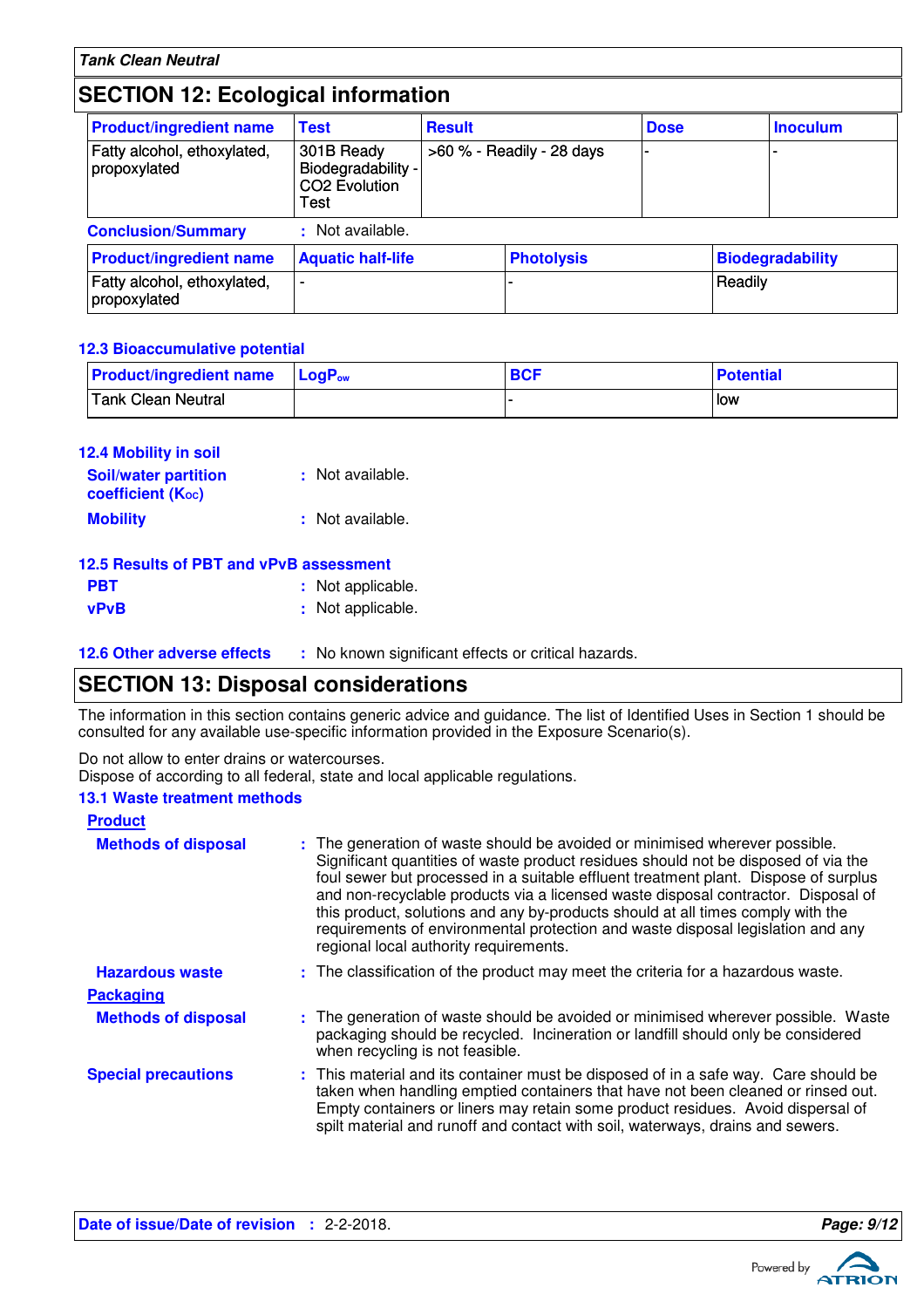## SECTION 12: Ecological information

| Product/ingredient name | Test | Result | Dose | Inoculum |
|---|---|---|---|---|
| Fatty alcohol, ethoxylated, propoxylated | 301B Ready Biodegradability - CO2 Evolution Test | >60 % - Readily - 28 days | - | - |

**Conclusion/Summary** : Not available.

| Product/ingredient name | Aquatic half-life | Photolysis | Biodegradability |
|---|---|---|---|
| Fatty alcohol, ethoxylated, propoxylated | - | - | Readily |

### 12.3 Bioaccumulative potential

| Product/ingredient name | $LogP_{ow}$ | BCF | Potential |
|---|---|---|---|
| Tank Clean Neutral | | - | low |

### 12.4 Mobility in soil

**Soil/water partition coefficient ($K_{OC}$)** : Not available.

**Mobility** : Not available.

### 12.5 Results of PBT and vPvB assessment

**PBT** : Not applicable.

**vPvB** : Not applicable.

### 12.6 Other adverse effects : No known significant effects or critical hazards.

## SECTION 13: Disposal considerations

The information in this section contains generic advice and guidance. The list of Identified Uses in Section 1 should be consulted for any available use-specific information provided in the Exposure Scenario(s).

Do not allow to enter drains or watercourses.
Dispose of according to all federal, state and local applicable regulations.

### 13.1 Waste treatment methods

**Product**

**Methods of disposal** : The generation of waste should be avoided or minimised wherever possible. Significant quantities of waste product residues should not be disposed of via the foul sewer but processed in a suitable effluent treatment plant. Dispose of surplus and non-recyclable products via a licensed waste disposal contractor. Disposal of this product, solutions and any by-products should at all times comply with the requirements of environmental protection and waste disposal legislation and any regional local authority requirements.

**Hazardous waste** : The classification of the product may meet the criteria for a hazardous waste.

**Packaging**

**Methods of disposal** : The generation of waste should be avoided or minimised wherever possible. Waste packaging should be recycled. Incineration or landfill should only be considered when recycling is not feasible.

**Special precautions** : This material and its container must be disposed of in a safe way. Care should be taken when handling emptied containers that have not been cleaned or rinsed out. Empty containers or liners may retain some product residues. Avoid dispersal of spilt material and runoff and contact with soil, waterways, drains and sewers.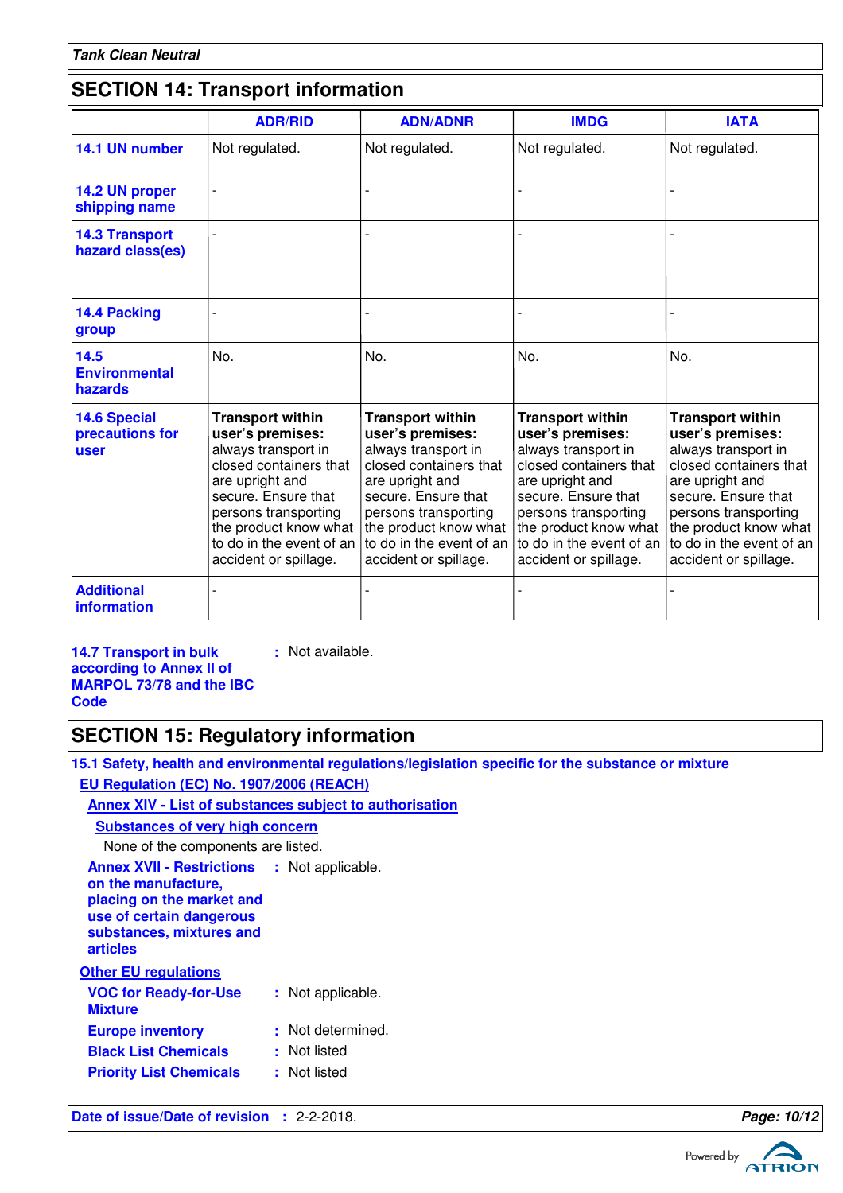## SECTION 14: Transport information

| | ADR/RID | ADN/ADNR | IMDG | IATA |
|---|---|---|---|---|
| **14.1 UN number** | Not regulated. | Not regulated. | Not regulated. | Not regulated. |
| **14.2 UN proper shipping name** | - | - | - | - |
| **14.3 Transport hazard class(es)** | - | - | - | - |
| **14.4 Packing group** | - | - | - | - |
| **14.5 Environmental hazards** | No. | No. | No. | No. |
| **14.6 Special precautions for user** | **Transport within user's premises:** always transport in closed containers that are upright and secure. Ensure that persons transporting the product know what to do in the event of an accident or spillage. | **Transport within user's premises:** always transport in closed containers that are upright and secure. Ensure that persons transporting the product know what to do in the event of an accident or spillage. | **Transport within user's premises:** always transport in closed containers that are upright and secure. Ensure that persons transporting the product know what to do in the event of an accident or spillage. | **Transport within user's premises:** always transport in closed containers that are upright and secure. Ensure that persons transporting the product know what to do in the event of an accident or spillage. |
| **Additional information** | - | - | - | - |

**14.7 Transport in bulk according to Annex II of MARPOL 73/78 and the IBC Code** : Not available.

## SECTION 15: Regulatory information

### 15.1 Safety, health and environmental regulations/legislation specific for the substance or mixture

**EU Regulation (EC) No. 1907/2006 (REACH)**

**Annex XIV - List of substances subject to authorisation**

**Substances of very high concern**

None of the components are listed.

**Annex XVII - Restrictions on the manufacture, placing on the market and use of certain dangerous substances, mixtures and articles** : Not applicable.

**Other EU regulations**

**VOC for Ready-for-Use Mixture** : Not applicable.

**Europe inventory** : Not determined.

**Black List Chemicals** : Not listed

**Priority List Chemicals** : Not listed

**Date of issue/Date of revision** : 2-2-2018.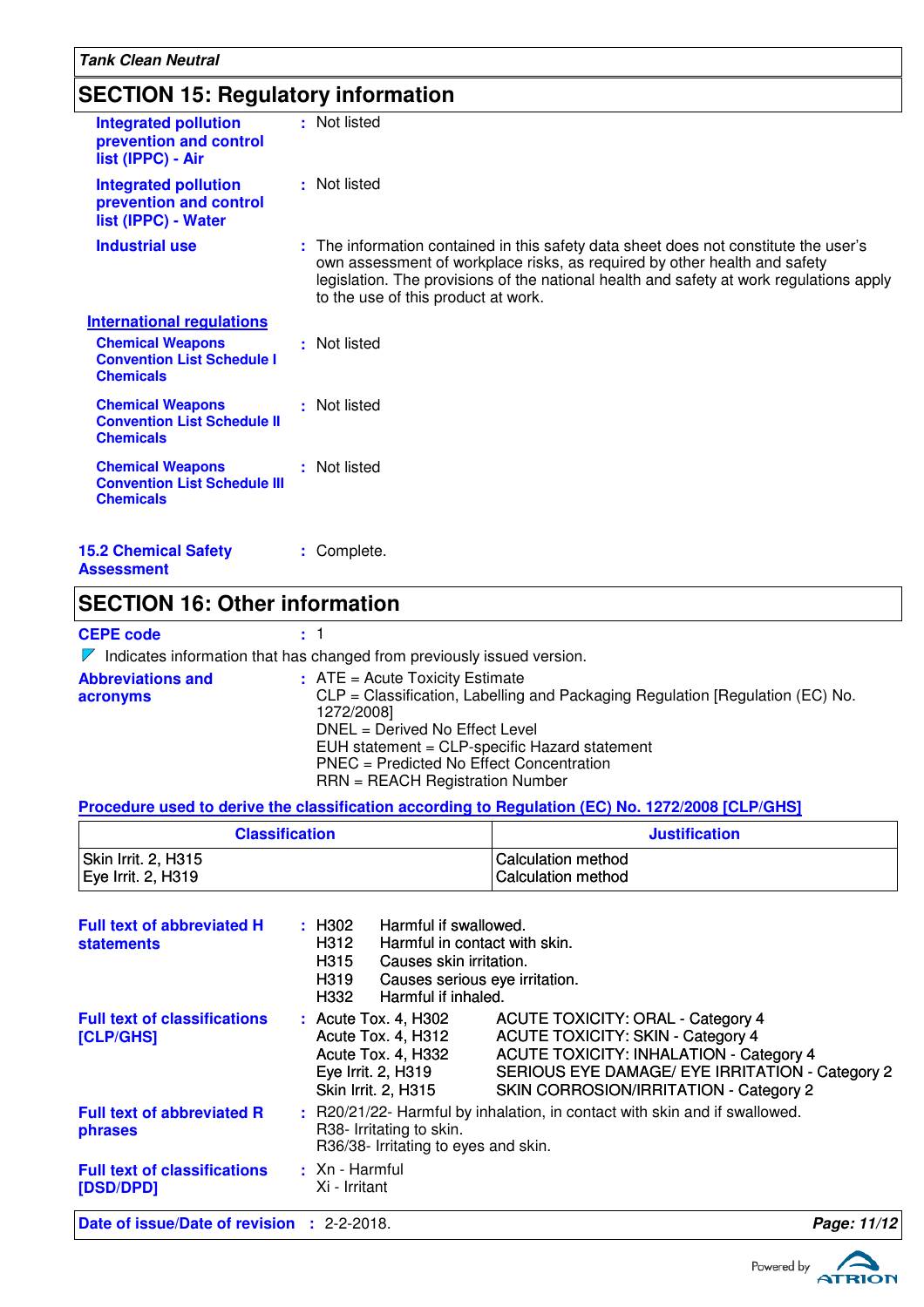## SECTION 15: Regulatory information

**Integrated pollution prevention and control list (IPPC) - Air** : Not listed

**Integrated pollution prevention and control list (IPPC) - Water** : Not listed

**Industrial use** : The information contained in this safety data sheet does not constitute the user's own assessment of workplace risks, as required by other health and safety legislation. The provisions of the national health and safety at work regulations apply to the use of this product at work.

**International regulations**

**Chemical Weapons Convention List Schedule I Chemicals** : Not listed

**Chemical Weapons Convention List Schedule II Chemicals** : Not listed

**Chemical Weapons Convention List Schedule III Chemicals** : Not listed

**15.2 Chemical Safety Assessment** : Complete.

## SECTION 16: Other information

**CEPE code** : 1

Indicates information that has changed from previously issued version.

**Abbreviations and acronyms** :
ATE = Acute Toxicity Estimate
CLP = Classification, Labelling and Packaging Regulation [Regulation (EC) No. 1272/2008]
DNEL = Derived No Effect Level
EUH statement = CLP-specific Hazard statement
PNEC = Predicted No Effect Concentration
RRN = REACH Registration Number

**Procedure used to derive the classification according to Regulation (EC) No. 1272/2008 [CLP/GHS]**

| Classification | Justification |
|---|---|
| Skin Irrit. 2, H315 | Calculation method |
| Eye Irrit. 2, H319 | Calculation method |

**Full text of abbreviated H statements** :
H302 Harmful if swallowed.
H312 Harmful in contact with skin.
H315 Causes skin irritation.
H319 Causes serious eye irritation.
H332 Harmful if inhaled.

**Full text of classifications [CLP/GHS]** :
Acute Tox. 4, H302 ACUTE TOXICITY: ORAL - Category 4
Acute Tox. 4, H312 ACUTE TOXICITY: SKIN - Category 4
Acute Tox. 4, H332 ACUTE TOXICITY: INHALATION - Category 4
Eye Irrit. 2, H319 SERIOUS EYE DAMAGE/ EYE IRRITATION - Category 2
Skin Irrit. 2, H315 SKIN CORROSION/IRRITATION - Category 2

**Full text of abbreviated R phrases** :
R20/21/22- Harmful by inhalation, in contact with skin and if swallowed.
R38- Irritating to skin.
R36/38- Irritating to eyes and skin.

**Full text of classifications [DSD/DPD]** :
Xn - Harmful
Xi - Irritant

**Date of issue/Date of revision** : 2-2-2018.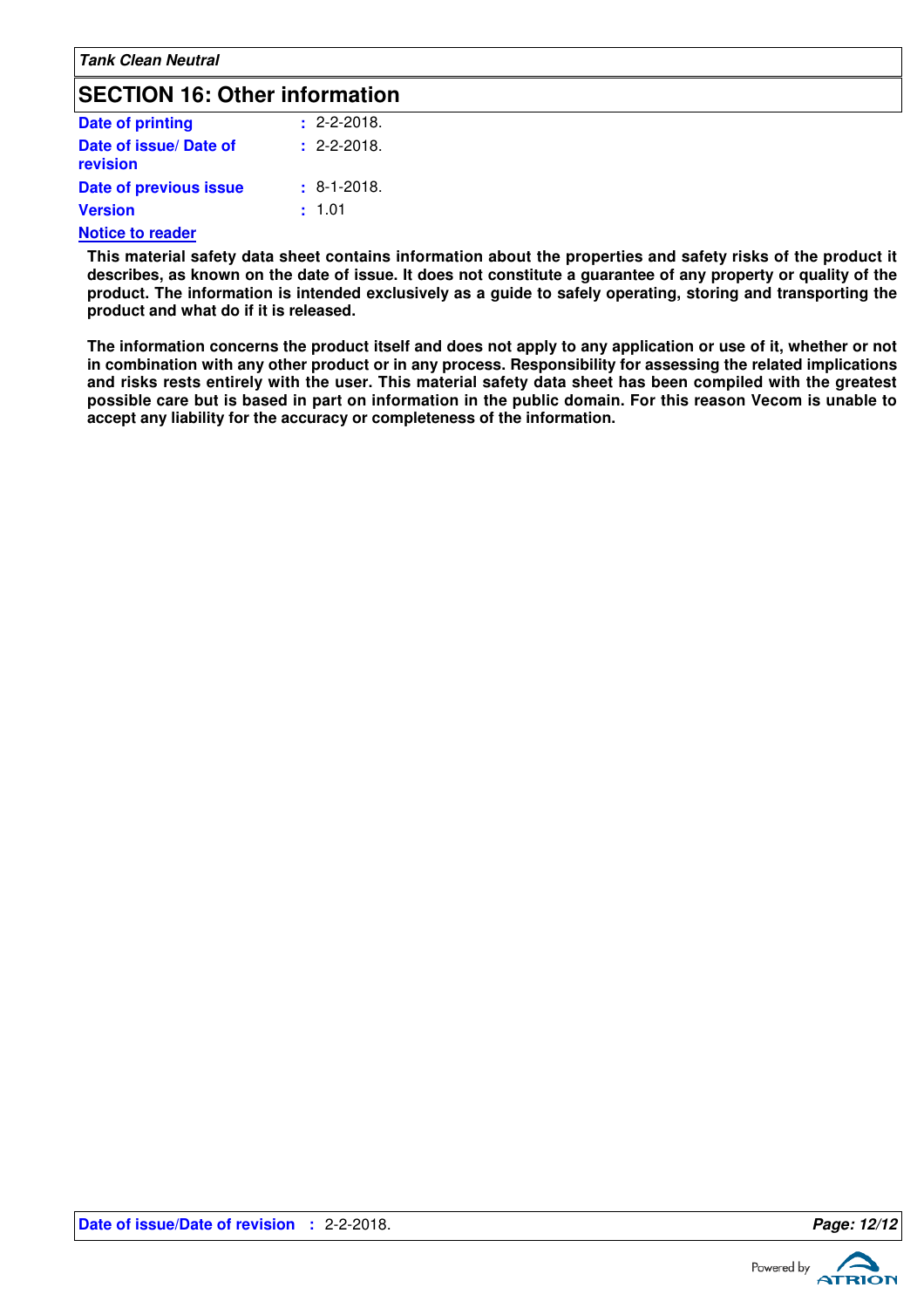## SECTION 16: Other information

| | | |
|---|---|---|
| **Date of printing** | : | 2-2-2018. |
| **Date of issue/ Date of revision** | : | 2-2-2018. |
| **Date of previous issue** | : | 8-1-2018. |
| **Version** | : | 1.01 |

**Notice to reader**

**This material safety data sheet contains information about the properties and safety risks of the product it describes, as known on the date of issue. It does not constitute a guarantee of any property or quality of the product. The information is intended exclusively as a guide to safely operating, storing and transporting the product and what do if it is released.**

**The information concerns the product itself and does not apply to any application or use of it, whether or not in combination with any other product or in any process. Responsibility for assessing the related implications and risks rests entirely with the user. This material safety data sheet has been compiled with the greatest possible care but is based in part on information in the public domain. For this reason Vecom is unable to accept any liability for the accuracy or completeness of the information.**